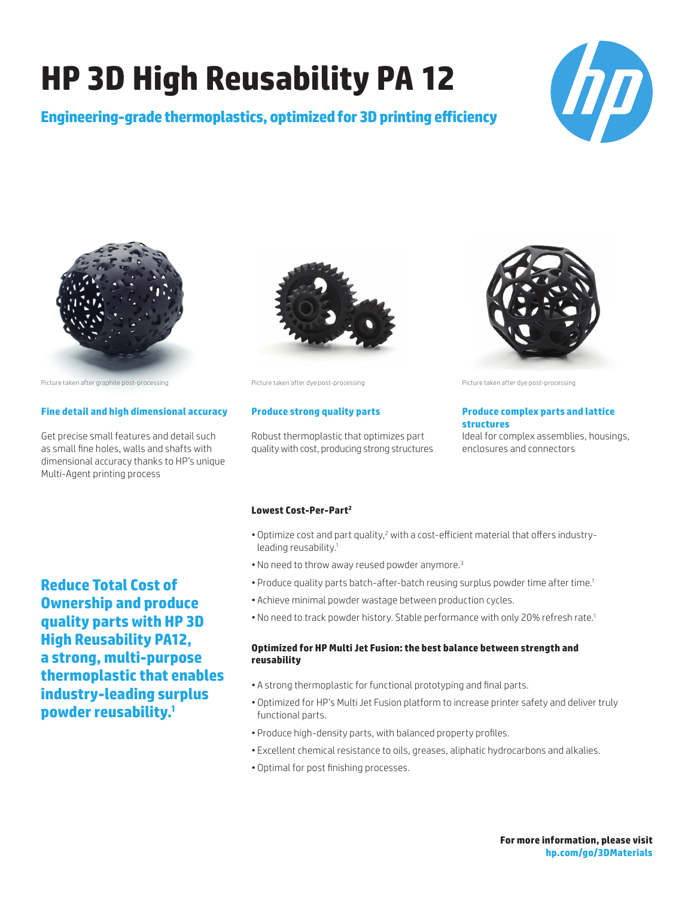# HP 3D High Reusability PA 12

## Engineering-grade thermoplastics, optimized for 3D printing efficiency

Picture taken after graphite post-processing

Picture taken after dye post-processing

Picture taken after dye post-processing

### Fine detail and high dimensional accuracy

Get precise small features and detail such as small fine holes, walls and shafts with dimensional accuracy thanks to HP's unique Multi-Agent printing process

### Produce strong quality parts

Robust thermoplastic that optimizes part quality with cost, producing strong structures

### Produce complex parts and lattice structures

Ideal for complex assemblies, housings, enclosures and connectors

**Reduce Total Cost of Ownership and produce quality parts with HP 3D High Reusability PA12, a strong, multi-purpose thermoplastic that enables industry-leading surplus powder reusability.[1]**

**Lowest Cost-Per-Part[2]**

- Optimize cost and part quality,[2] with a cost-efficient material that offers industry-leading reusability.[1]
- No need to throw away reused powder anymore.[3]
- Produce quality parts batch-after-batch reusing surplus powder time after time.[1]
- Achieve minimal powder wastage between production cycles.
- No need to track powder history. Stable performance with only 20% refresh rate.[1]

**Optimized for HP Multi Jet Fusion: the best balance between strength and reusability**

- A strong thermoplastic for functional prototyping and final parts.
- Optimized for HP's Multi Jet Fusion platform to increase printer safety and deliver truly functional parts.
- Produce high-density parts, with balanced property profiles.
- Excellent chemical resistance to oils, greases, aliphatic hydrocarbons and alkalies.
- Optimal for post finishing processes.

**For more information, please visit hp.com/go/3DMaterials**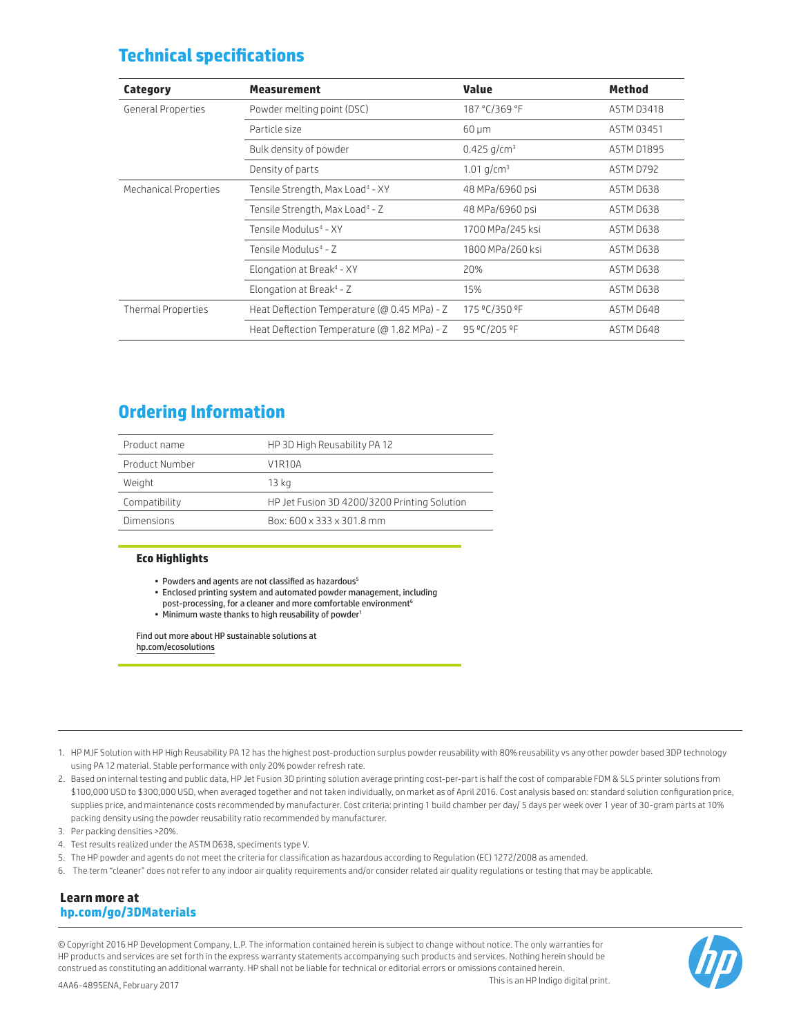## Technical specifications

| Category | Measurement | Value | Method |
|---|---|---|---|
| General Properties | Powder melting point (DSC) | 187 °C/369 °F | ASTM D3418 |
| | Particle size | 60 µm | ASTM 03451 |
| | Bulk density of powder | 0.425 g/cm³ | ASTM D1895 |
| | Density of parts | 1.01 g/cm³ | ASTM D792 |
| Mechanical Properties | Tensile Strength, Max Load[4] - XY | 48 MPa/6960 psi | ASTM D638 |
| | Tensile Strength, Max Load[4] - Z | 48 MPa/6960 psi | ASTM D638 |
| | Tensile Modulus[4] - XY | 1700 MPa/245 ksi | ASTM D638 |
| | Tensile Modulus[4] - Z | 1800 MPa/260 ksi | ASTM D638 |
| | Elongation at Break[4] - XY | 20% | ASTM D638 |
| | Elongation at Break[4] - Z | 15% | ASTM D638 |
| Thermal Properties | Heat Deflection Temperature (@ 0.45 MPa) - Z | 175 ºC/350 ºF | ASTM D648 |
| | Heat Deflection Temperature (@ 1.82 MPa) - Z | 95 ºC/205 ºF | ASTM D648 |

## Ordering Information

| | |
|---|---|
| Product name | HP 3D High Reusability PA 12 |
| Product Number | V1R10A |
| Weight | 13 kg |
| Compatibility | HP Jet Fusion 3D 4200/3200 Printing Solution |
| Dimensions | Box: 600 x 333 x 301.8 mm |

### Eco Highlights

- Powders and agents are not classified as hazardous[5]
- Enclosed printing system and automated powder management, including post-processing, for a cleaner and more comfortable environment[6]
- Minimum waste thanks to high reusability of powder[1]

Find out more about HP sustainable solutions at hp.com/ecosolutions

1. HP MJF Solution with HP High Reusability PA 12 has the highest post-production surplus powder reusability with 80% reusability vs any other powder based 3DP technology using PA 12 material. Stable performance with only 20% powder refresh rate.
2. Based on internal testing and public data, HP Jet Fusion 3D printing solution average printing cost-per-part is half the cost of comparable FDM & SLS printer solutions from $100,000 USD to $300,000 USD, when averaged together and not taken individually, on market as of April 2016. Cost analysis based on: standard solution configuration price, supplies price, and maintenance costs recommended by manufacturer. Cost criteria: printing 1 build chamber per day/ 5 days per week over 1 year of 30-gram parts at 10% packing density using the powder reusability ratio recommended by manufacturer.
3. Per packing densities >20%.
4. Test results realized under the ASTM D638, speciments type V.
5. The HP powder and agents do not meet the criteria for classification as hazardous according to Regulation (EC) 1272/2008 as amended.
6. The term "cleaner" does not refer to any indoor air quality requirements and/or consider related air quality regulations or testing that may be applicable.

**Learn more at**
**hp.com/go/3DMaterials**

© Copyright 2016 HP Development Company, L.P. The information contained herein is subject to change without notice. The only warranties for HP products and services are set forth in the express warranty statements accompanying such products and services. Nothing herein should be construed as constituting an additional warranty. HP shall not be liable for technical or editorial errors or omissions contained herein.

This is an HP Indigo digital print.

4AA6-4895ENA, February 2017